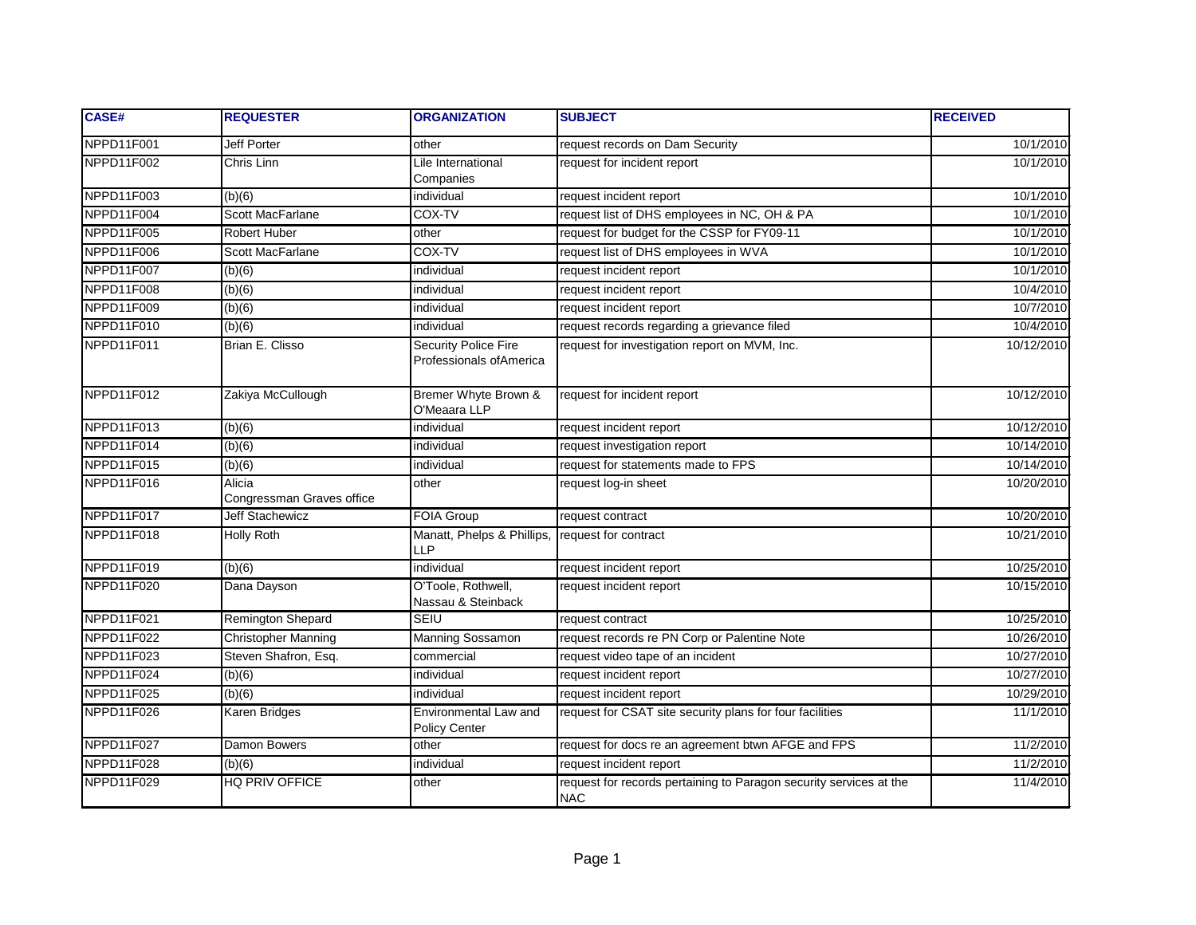| CASE# | REQUESTER | ORGANIZATION | SUBJECT | RECEIVED |
|---|---|---|---|---|
| NPPD11F001 | Jeff Porter | other | request records on Dam Security | 10/1/2010 |
| NPPD11F002 | Chris Linn | Lile International Companies | request for incident report | 10/1/2010 |
| NPPD11F003 | (b)(6) | individual | request incident report | 10/1/2010 |
| NPPD11F004 | Scott MacFarlane | COX-TV | request list of DHS employees in NC, OH & PA | 10/1/2010 |
| NPPD11F005 | Robert Huber | other | request for budget for the CSSP for FY09-11 | 10/1/2010 |
| NPPD11F006 | Scott MacFarlane | COX-TV | request list of DHS employees in WVA | 10/1/2010 |
| NPPD11F007 | (b)(6) | individual | request incident report | 10/1/2010 |
| NPPD11F008 | (b)(6) | individual | request incident report | 10/4/2010 |
| NPPD11F009 | (b)(6) | individual | request incident report | 10/7/2010 |
| NPPD11F010 | (b)(6) | individual | request records regarding a grievance filed | 10/4/2010 |
| NPPD11F011 | Brian E. Clisso | Security Police Fire Professionals ofAmerica | request for investigation report on MVM, Inc. | 10/12/2010 |
| NPPD11F012 | Zakiya McCullough | Bremer Whyte Brown & O'Meaara LLP | request for incident report | 10/12/2010 |
| NPPD11F013 | (b)(6) | individual | request incident report | 10/12/2010 |
| NPPD11F014 | (b)(6) | individual | request investigation report | 10/14/2010 |
| NPPD11F015 | (b)(6) | individual | request for statements made to FPS | 10/14/2010 |
| NPPD11F016 | Alicia Congressman Graves office | other | request log-in sheet | 10/20/2010 |
| NPPD11F017 | Jeff Stachewicz | FOIA Group | request contract | 10/20/2010 |
| NPPD11F018 | Holly Roth | Manatt, Phelps & Phillips, LLP | request for contract | 10/21/2010 |
| NPPD11F019 | (b)(6) | individual | request incident report | 10/25/2010 |
| NPPD11F020 | Dana Dayson | O'Toole, Rothwell, Nassau & Steinback | request incident report | 10/15/2010 |
| NPPD11F021 | Remington Shepard | SEIU | request contract | 10/25/2010 |
| NPPD11F022 | Christopher Manning | Manning Sossamon | request records re PN Corp or Palentine Note | 10/26/2010 |
| NPPD11F023 | Steven Shafron, Esq. | commercial | request video tape of an incident | 10/27/2010 |
| NPPD11F024 | (b)(6) | individual | request incident report | 10/27/2010 |
| NPPD11F025 | (b)(6) | individual | request incident report | 10/29/2010 |
| NPPD11F026 | Karen Bridges | Environmental Law and Policy Center | request for CSAT site security plans for four facilities | 11/1/2010 |
| NPPD11F027 | Damon Bowers | other | request for docs re an agreement btwn AFGE and FPS | 11/2/2010 |
| NPPD11F028 | (b)(6) | individual | request incident report | 11/2/2010 |
| NPPD11F029 | HQ PRIV OFFICE | other | request for records pertaining to Paragon security services at the NAC | 11/4/2010 |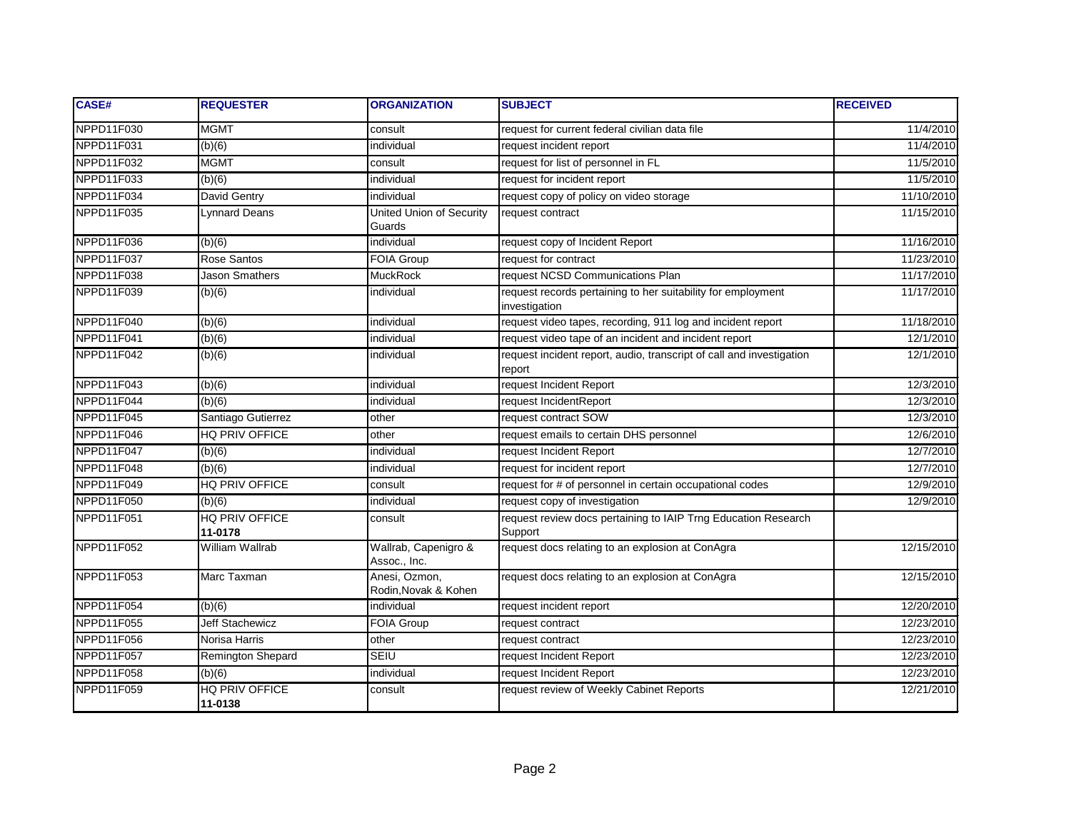| CASE# | REQUESTER | ORGANIZATION | SUBJECT | RECEIVED |
|---|---|---|---|---|
| NPPD11F030 | MGMT | consult | request for current federal civilian data file | 11/4/2010 |
| NPPD11F031 | (b)(6) | individual | request incident report | 11/4/2010 |
| NPPD11F032 | MGMT | consult | request for list of personnel in FL | 11/5/2010 |
| NPPD11F033 | (b)(6) | individual | request for incident report | 11/5/2010 |
| NPPD11F034 | David Gentry | individual | request copy of policy on video storage | 11/10/2010 |
| NPPD11F035 | Lynnard Deans | United Union of Security Guards | request contract | 11/15/2010 |
| NPPD11F036 | (b)(6) | individual | request copy of Incident Report | 11/16/2010 |
| NPPD11F037 | Rose Santos | FOIA Group | request for contract | 11/23/2010 |
| NPPD11F038 | Jason Smathers | MuckRock | request NCSD Communications Plan | 11/17/2010 |
| NPPD11F039 | (b)(6) | individual | request records pertaining to her suitability for employment investigation | 11/17/2010 |
| NPPD11F040 | (b)(6) | individual | request video tapes, recording, 911 log and incident report | 11/18/2010 |
| NPPD11F041 | (b)(6) | individual | request video tape of an incident and incident report | 12/1/2010 |
| NPPD11F042 | (b)(6) | individual | request incident report, audio, transcript of call and investigation report | 12/1/2010 |
| NPPD11F043 | (b)(6) | individual | request Incident Report | 12/3/2010 |
| NPPD11F044 | (b)(6) | individual | request IncidentReport | 12/3/2010 |
| NPPD11F045 | Santiago Gutierrez | other | request contract SOW | 12/3/2010 |
| NPPD11F046 | HQ PRIV OFFICE | other | request emails to certain DHS personnel | 12/6/2010 |
| NPPD11F047 | (b)(6) | individual | request Incident Report | 12/7/2010 |
| NPPD11F048 | (b)(6) | individual | request for incident report | 12/7/2010 |
| NPPD11F049 | HQ PRIV OFFICE | consult | request for # of personnel in certain occupational codes | 12/9/2010 |
| NPPD11F050 | (b)(6) | individual | request copy of investigation | 12/9/2010 |
| NPPD11F051 | HQ PRIV OFFICE **11-0178** | consult | request review docs pertaining to IAIP Trng Education Research Support | |
| NPPD11F052 | William Wallrab | Wallrab, Capenigro & Assoc., Inc. | request docs relating to an explosion at ConAgra | 12/15/2010 |
| NPPD11F053 | Marc Taxman | Anesi, Ozmon, Rodin,Novak & Kohen | request docs relating to an explosion at ConAgra | 12/15/2010 |
| NPPD11F054 | (b)(6) | individual | request incident report | 12/20/2010 |
| NPPD11F055 | Jeff Stachewicz | FOIA Group | request contract | 12/23/2010 |
| NPPD11F056 | Norisa Harris | other | request contract | 12/23/2010 |
| NPPD11F057 | Remington Shepard | SEIU | request Incident Report | 12/23/2010 |
| NPPD11F058 | (b)(6) | individual | request Incident Report | 12/23/2010 |
| NPPD11F059 | HQ PRIV OFFICE **11-0138** | consult | request review of Weekly Cabinet Reports | 12/21/2010 |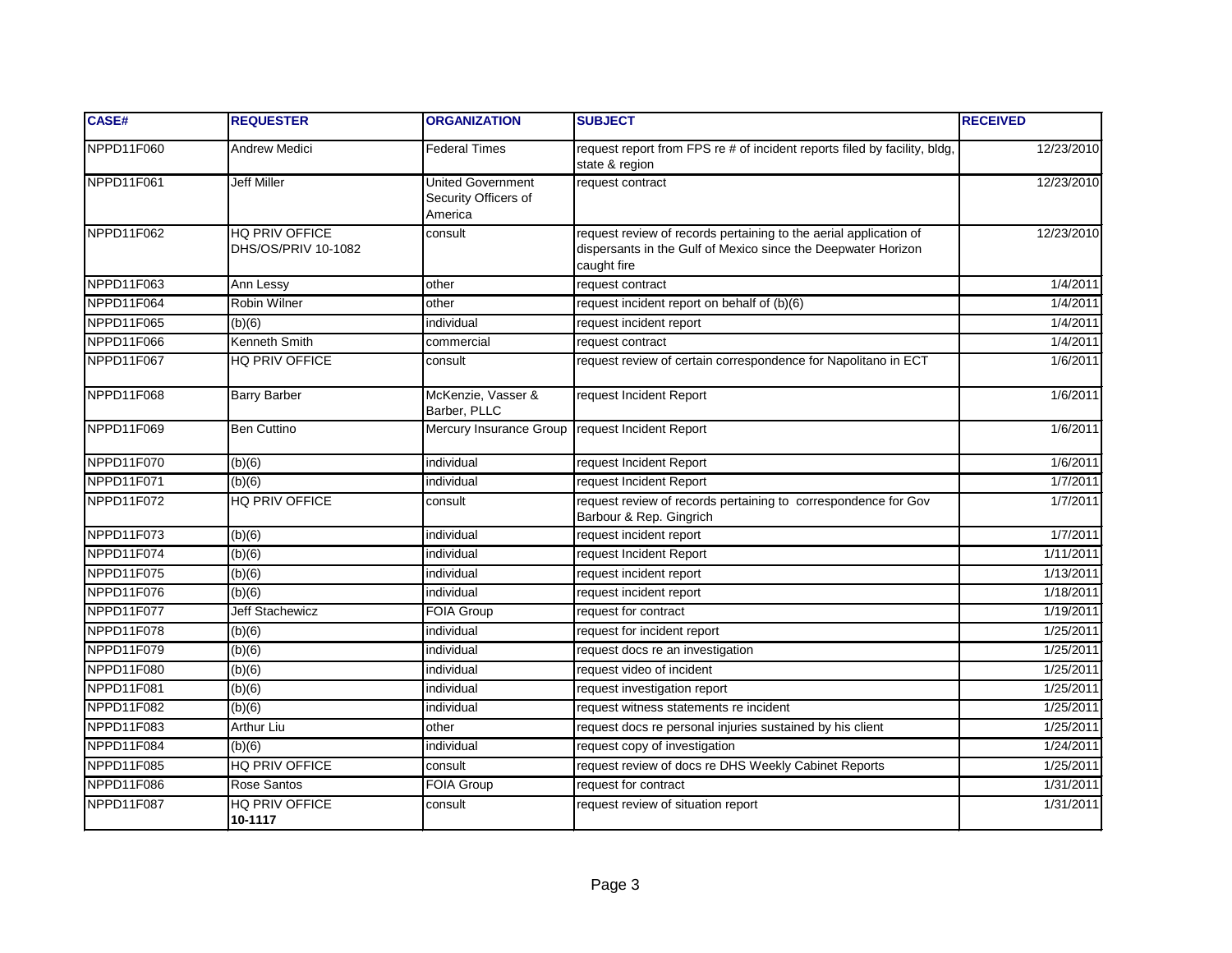| CASE# | REQUESTER | ORGANIZATION | SUBJECT | RECEIVED |
|---|---|---|---|---|
| NPPD11F060 | Andrew Medici | Federal Times | request report from FPS re # of incident reports filed by facility, bldg, state & region | 12/23/2010 |
| NPPD11F061 | Jeff Miller | United Government Security Officers of America | request contract | 12/23/2010 |
| NPPD11F062 | HQ PRIV OFFICE DHS/OS/PRIV 10-1082 | consult | request review of records pertaining to the aerial application of dispersants in the Gulf of Mexico since the Deepwater Horizon caught fire | 12/23/2010 |
| NPPD11F063 | Ann Lessy | other | request contract | 1/4/2011 |
| NPPD11F064 | Robin Wilner | other | request incident report on behalf of (b)(6) | 1/4/2011 |
| NPPD11F065 | (b)(6) | individual | request incident report | 1/4/2011 |
| NPPD11F066 | Kenneth Smith | commercial | request contract | 1/4/2011 |
| NPPD11F067 | HQ PRIV OFFICE | consult | request review of certain correspondence for Napolitano in ECT | 1/6/2011 |
| NPPD11F068 | Barry Barber | McKenzie, Vasser & Barber, PLLC | request Incident Report | 1/6/2011 |
| NPPD11F069 | Ben Cuttino | Mercury Insurance Group | request Incident Report | 1/6/2011 |
| NPPD11F070 | (b)(6) | individual | request Incident Report | 1/6/2011 |
| NPPD11F071 | (b)(6) | individual | request Incident Report | 1/7/2011 |
| NPPD11F072 | HQ PRIV OFFICE | consult | request review of records pertaining to correspondence for Gov Barbour & Rep. Gingrich | 1/7/2011 |
| NPPD11F073 | (b)(6) | individual | request incident report | 1/7/2011 |
| NPPD11F074 | (b)(6) | individual | request Incident Report | 1/11/2011 |
| NPPD11F075 | (b)(6) | individual | request incident report | 1/13/2011 |
| NPPD11F076 | (b)(6) | individual | request incident report | 1/18/2011 |
| NPPD11F077 | Jeff Stachewicz | FOIA Group | request for contract | 1/19/2011 |
| NPPD11F078 | (b)(6) | individual | request for incident report | 1/25/2011 |
| NPPD11F079 | (b)(6) | individual | request docs re an investigation | 1/25/2011 |
| NPPD11F080 | (b)(6) | individual | request video of incident | 1/25/2011 |
| NPPD11F081 | (b)(6) | individual | request investigation report | 1/25/2011 |
| NPPD11F082 | (b)(6) | individual | request witness statements re incident | 1/25/2011 |
| NPPD11F083 | Arthur Liu | other | request docs re personal injuries sustained by his client | 1/25/2011 |
| NPPD11F084 | (b)(6) | individual | request copy of investigation | 1/24/2011 |
| NPPD11F085 | HQ PRIV OFFICE | consult | request review of docs re DHS Weekly Cabinet Reports | 1/25/2011 |
| NPPD11F086 | Rose Santos | FOIA Group | request for contract | 1/31/2011 |
| NPPD11F087 | HQ PRIV OFFICE **10-1117** | consult | request review of situation report | 1/31/2011 |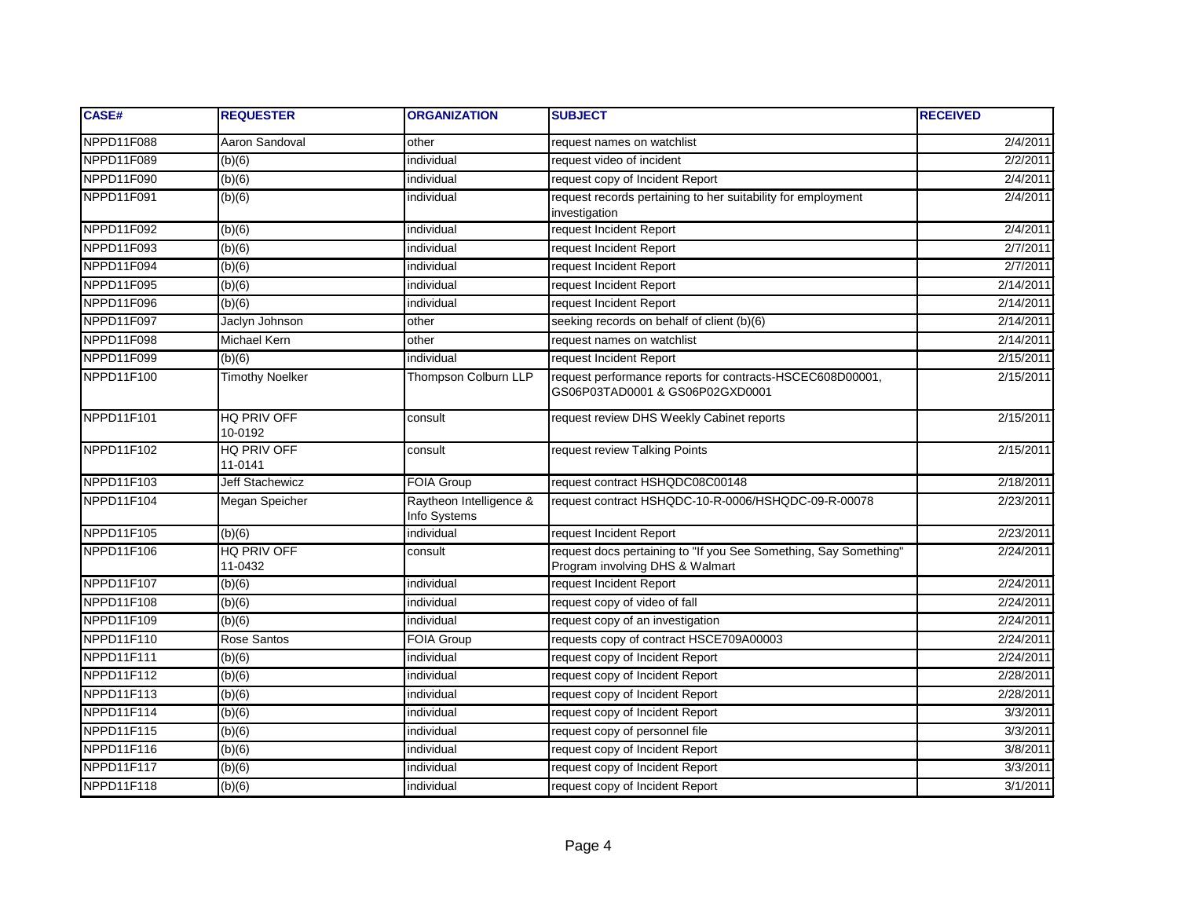| CASE# | REQUESTER | ORGANIZATION | SUBJECT | RECEIVED |
|---|---|---|---|---|
| NPPD11F088 | Aaron Sandoval | other | request names on watchlist | 2/4/2011 |
| NPPD11F089 | (b)(6) | individual | request video of incident | 2/2/2011 |
| NPPD11F090 | (b)(6) | individual | request copy of Incident Report | 2/4/2011 |
| NPPD11F091 | (b)(6) | individual | request records pertaining to her suitability for employment investigation | 2/4/2011 |
| NPPD11F092 | (b)(6) | individual | request Incident Report | 2/4/2011 |
| NPPD11F093 | (b)(6) | individual | request Incident Report | 2/7/2011 |
| NPPD11F094 | (b)(6) | individual | request Incident Report | 2/7/2011 |
| NPPD11F095 | (b)(6) | individual | request Incident Report | 2/14/2011 |
| NPPD11F096 | (b)(6) | individual | request Incident Report | 2/14/2011 |
| NPPD11F097 | Jaclyn Johnson | other | seeking records on behalf of client (b)(6) | 2/14/2011 |
| NPPD11F098 | Michael Kern | other | request names on watchlist | 2/14/2011 |
| NPPD11F099 | (b)(6) | individual | request Incident Report | 2/15/2011 |
| NPPD11F100 | Timothy Noelker | Thompson Colburn LLP | request performance reports for contracts-HSCEC608D00001, GS06P03TAD0001 & GS06P02GXD0001 | 2/15/2011 |
| NPPD11F101 | HQ PRIV OFF 10-0192 | consult | request review DHS Weekly Cabinet reports | 2/15/2011 |
| NPPD11F102 | HQ PRIV OFF 11-0141 | consult | request review Talking Points | 2/15/2011 |
| NPPD11F103 | Jeff Stachewicz | FOIA Group | request contract HSHQDC08C00148 | 2/18/2011 |
| NPPD11F104 | Megan Speicher | Raytheon Intelligence & Info Systems | request contract HSHQDC-10-R-0006/HSHQDC-09-R-00078 | 2/23/2011 |
| NPPD11F105 | (b)(6) | individual | request Incident Report | 2/23/2011 |
| NPPD11F106 | HQ PRIV OFF 11-0432 | consult | request docs pertaining to "If you See Something, Say Something" Program involving DHS & Walmart | 2/24/2011 |
| NPPD11F107 | (b)(6) | individual | request Incident Report | 2/24/2011 |
| NPPD11F108 | (b)(6) | individual | request copy of video of fall | 2/24/2011 |
| NPPD11F109 | (b)(6) | individual | request copy of an investigation | 2/24/2011 |
| NPPD11F110 | Rose Santos | FOIA Group | requests copy of contract HSCE709A00003 | 2/24/2011 |
| NPPD11F111 | (b)(6) | individual | request copy of Incident Report | 2/24/2011 |
| NPPD11F112 | (b)(6) | individual | request copy of Incident Report | 2/28/2011 |
| NPPD11F113 | (b)(6) | individual | request copy of Incident Report | 2/28/2011 |
| NPPD11F114 | (b)(6) | individual | request copy of Incident Report | 3/3/2011 |
| NPPD11F115 | (b)(6) | individual | request copy of personnel file | 3/3/2011 |
| NPPD11F116 | (b)(6) | individual | request copy of Incident Report | 3/8/2011 |
| NPPD11F117 | (b)(6) | individual | request copy of Incident Report | 3/3/2011 |
| NPPD11F118 | (b)(6) | individual | request copy of Incident Report | 3/1/2011 |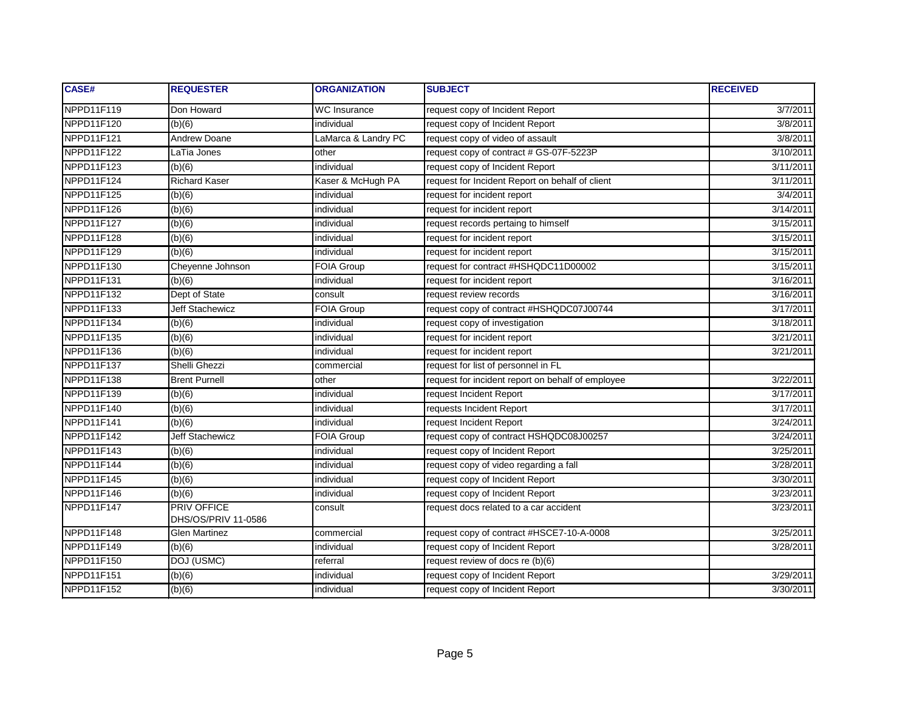| CASE# | REQUESTER | ORGANIZATION | SUBJECT | RECEIVED |
|---|---|---|---|---|
| NPPD11F119 | Don Howard | WC Insurance | request copy of Incident Report | 3/7/2011 |
| NPPD11F120 | (b)(6) | individual | request copy of Incident Report | 3/8/2011 |
| NPPD11F121 | Andrew Doane | LaMarca & Landry PC | request copy of video of assault | 3/8/2011 |
| NPPD11F122 | LaTia Jones | other | request copy of contract # GS-07F-5223P | 3/10/2011 |
| NPPD11F123 | (b)(6) | individual | request copy of Incident Report | 3/11/2011 |
| NPPD11F124 | Richard Kaser | Kaser & McHugh PA | request for Incident Report on behalf of client | 3/11/2011 |
| NPPD11F125 | (b)(6) | individual | request for incident report | 3/4/2011 |
| NPPD11F126 | (b)(6) | individual | request for incident report | 3/14/2011 |
| NPPD11F127 | (b)(6) | individual | request records pertaing to himself | 3/15/2011 |
| NPPD11F128 | (b)(6) | individual | request for incident report | 3/15/2011 |
| NPPD11F129 | (b)(6) | individual | request for incident report | 3/15/2011 |
| NPPD11F130 | Cheyenne Johnson | FOIA Group | request for contract #HSHQDC11D00002 | 3/15/2011 |
| NPPD11F131 | (b)(6) | individual | request for incident report | 3/16/2011 |
| NPPD11F132 | Dept of State | consult | request review records | 3/16/2011 |
| NPPD11F133 | Jeff Stachewicz | FOIA Group | request copy of contract #HSHQDC07J00744 | 3/17/2011 |
| NPPD11F134 | (b)(6) | individual | request copy of investigation | 3/18/2011 |
| NPPD11F135 | (b)(6) | individual | request for incident report | 3/21/2011 |
| NPPD11F136 | (b)(6) | individual | request for incident report | 3/21/2011 |
| NPPD11F137 | Shelli Ghezzi | commercial | request for list of personnel in FL | |
| NPPD11F138 | Brent Purnell | other | request for incident report on behalf of employee | 3/22/2011 |
| NPPD11F139 | (b)(6) | individual | request Incident Report | 3/17/2011 |
| NPPD11F140 | (b)(6) | individual | requests Incident Report | 3/17/2011 |
| NPPD11F141 | (b)(6) | individual | request Incident Report | 3/24/2011 |
| NPPD11F142 | Jeff Stachewicz | FOIA Group | request copy of contract HSHQDC08J00257 | 3/24/2011 |
| NPPD11F143 | (b)(6) | individual | request copy of Incident Report | 3/25/2011 |
| NPPD11F144 | (b)(6) | individual | request copy of video regarding a fall | 3/28/2011 |
| NPPD11F145 | (b)(6) | individual | request copy of Incident Report | 3/30/2011 |
| NPPD11F146 | (b)(6) | individual | request copy of Incident Report | 3/23/2011 |
| NPPD11F147 | PRIV OFFICE DHS/OS/PRIV 11-0586 | consult | request docs related to a car accident | 3/23/2011 |
| NPPD11F148 | Glen Martinez | commercial | request copy of contract #HSCE7-10-A-0008 | 3/25/2011 |
| NPPD11F149 | (b)(6) | individual | request copy of Incident Report | 3/28/2011 |
| NPPD11F150 | DOJ (USMC) | referral | request review of docs re (b)(6) | |
| NPPD11F151 | (b)(6) | individual | request copy of Incident Report | 3/29/2011 |
| NPPD11F152 | (b)(6) | individual | request copy of Incident Report | 3/30/2011 |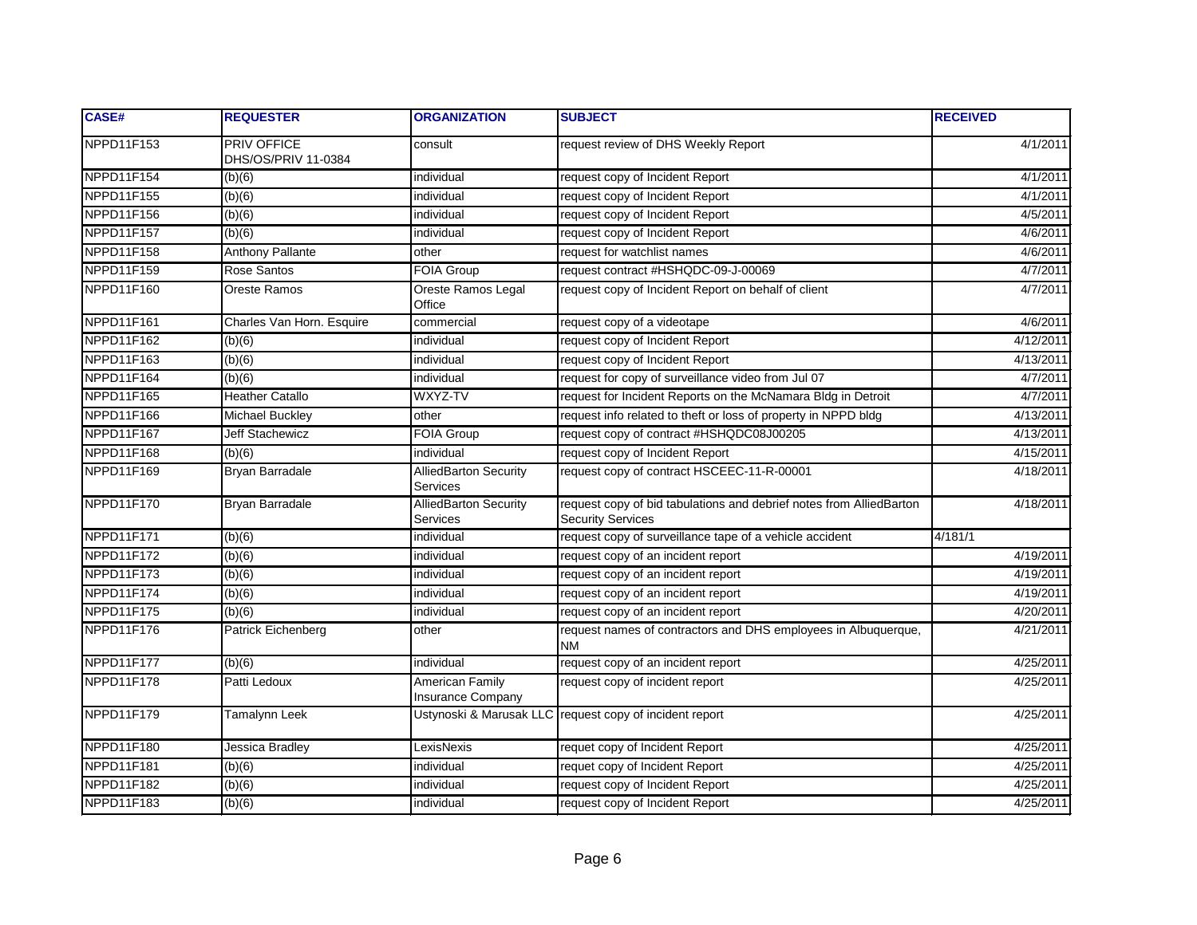| CASE# | REQUESTER | ORGANIZATION | SUBJECT | RECEIVED |
|---|---|---|---|---|
| NPPD11F153 | PRIV OFFICE DHS/OS/PRIV 11-0384 | consult | request review of DHS Weekly Report | 4/1/2011 |
| NPPD11F154 | (b)(6) | individual | request copy of Incident Report | 4/1/2011 |
| NPPD11F155 | (b)(6) | individual | request copy of Incident Report | 4/1/2011 |
| NPPD11F156 | (b)(6) | individual | request copy of Incident Report | 4/5/2011 |
| NPPD11F157 | (b)(6) | individual | request copy of Incident Report | 4/6/2011 |
| NPPD11F158 | Anthony Pallante | other | request for watchlist names | 4/6/2011 |
| NPPD11F159 | Rose Santos | FOIA Group | request contract #HSHQDC-09-J-00069 | 4/7/2011 |
| NPPD11F160 | Oreste Ramos | Oreste Ramos Legal Office | request copy of Incident Report on behalf of client | 4/7/2011 |
| NPPD11F161 | Charles Van Horn. Esquire | commercial | request copy of a videotape | 4/6/2011 |
| NPPD11F162 | (b)(6) | individual | request copy of Incident Report | 4/12/2011 |
| NPPD11F163 | (b)(6) | individual | request copy of Incident Report | 4/13/2011 |
| NPPD11F164 | (b)(6) | individual | request for copy of surveillance video from Jul 07 | 4/7/2011 |
| NPPD11F165 | Heather Catallo | WXYZ-TV | request for Incident Reports on the McNamara Bldg in Detroit | 4/7/2011 |
| NPPD11F166 | Michael Buckley | other | request info related to theft or loss of property in NPPD bldg | 4/13/2011 |
| NPPD11F167 | Jeff Stachewicz | FOIA Group | request copy of contract #HSHQDC08J00205 | 4/13/2011 |
| NPPD11F168 | (b)(6) | individual | request copy of Incident Report | 4/15/2011 |
| NPPD11F169 | Bryan Barradale | AlliedBarton Security Services | request copy of contract HSCEEC-11-R-00001 | 4/18/2011 |
| NPPD11F170 | Bryan Barradale | AlliedBarton Security Services | request copy of bid tabulations and debrief notes from AlliedBarton Security Services | 4/18/2011 |
| NPPD11F171 | (b)(6) | individual | request copy of surveillance tape of a vehicle accident | 4/181/1 |
| NPPD11F172 | (b)(6) | individual | request copy of an incident report | 4/19/2011 |
| NPPD11F173 | (b)(6) | individual | request copy of an incident report | 4/19/2011 |
| NPPD11F174 | (b)(6) | individual | request copy of an incident report | 4/19/2011 |
| NPPD11F175 | (b)(6) | individual | request copy of an incident report | 4/20/2011 |
| NPPD11F176 | Patrick Eichenberg | other | request names of contractors and DHS employees in Albuquerque, NM | 4/21/2011 |
| NPPD11F177 | (b)(6) | individual | request copy of an incident report | 4/25/2011 |
| NPPD11F178 | Patti Ledoux | American Family Insurance Company | request copy of incident report | 4/25/2011 |
| NPPD11F179 | Tamalynn Leek | Ustynoski & Marusak LLC | request copy of incident report | 4/25/2011 |
| NPPD11F180 | Jessica Bradley | LexisNexis | requet copy of Incident Report | 4/25/2011 |
| NPPD11F181 | (b)(6) | individual | requet copy of Incident Report | 4/25/2011 |
| NPPD11F182 | (b)(6) | individual | request copy of Incident Report | 4/25/2011 |
| NPPD11F183 | (b)(6) | individual | request copy of Incident Report | 4/25/2011 |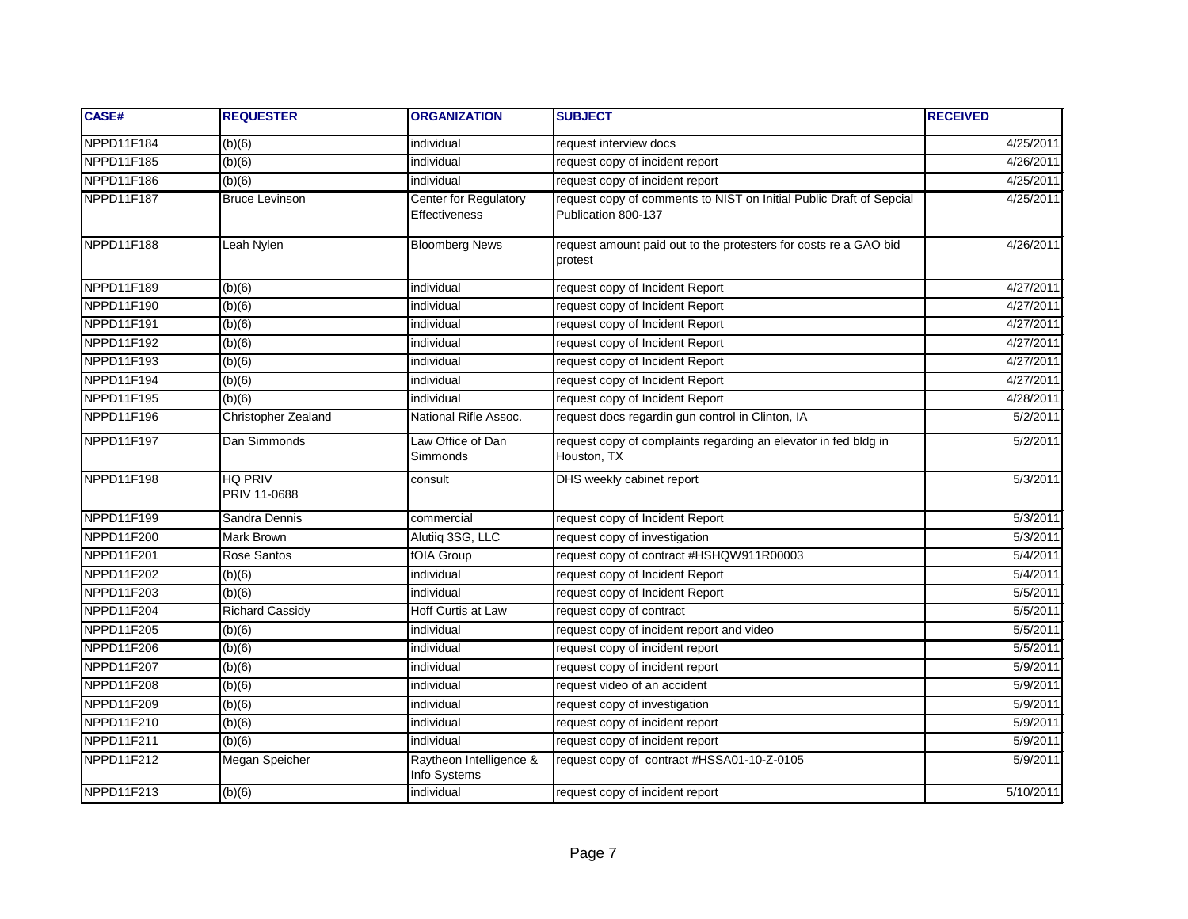| CASE# | REQUESTER | ORGANIZATION | SUBJECT | RECEIVED |
|---|---|---|---|---|
| NPPD11F184 | (b)(6) | individual | request interview docs | 4/25/2011 |
| NPPD11F185 | (b)(6) | individual | request copy of incident report | 4/26/2011 |
| NPPD11F186 | (b)(6) | individual | request copy of incident report | 4/25/2011 |
| NPPD11F187 | Bruce Levinson | Center for Regulatory Effectiveness | request copy of comments to NIST on Initial Public Draft of Sepcial Publication 800-137 | 4/25/2011 |
| NPPD11F188 | Leah Nylen | Bloomberg News | request amount paid out to the protesters for costs re a GAO bid protest | 4/26/2011 |
| NPPD11F189 | (b)(6) | individual | request copy of Incident Report | 4/27/2011 |
| NPPD11F190 | (b)(6) | individual | request copy of Incident Report | 4/27/2011 |
| NPPD11F191 | (b)(6) | individual | request copy of Incident Report | 4/27/2011 |
| NPPD11F192 | (b)(6) | individual | request copy of Incident Report | 4/27/2011 |
| NPPD11F193 | (b)(6) | individual | request copy of Incident Report | 4/27/2011 |
| NPPD11F194 | (b)(6) | individual | request copy of Incident Report | 4/27/2011 |
| NPPD11F195 | (b)(6) | individual | request copy of Incident Report | 4/28/2011 |
| NPPD11F196 | Christopher Zealand | National Rifle Assoc. | request docs regardin gun control in Clinton, IA | 5/2/2011 |
| NPPD11F197 | Dan Simmonds | Law Office of Dan Simmonds | request copy of complaints regarding an elevator in fed bldg in Houston, TX | 5/2/2011 |
| NPPD11F198 | HQ PRIV PRIV 11-0688 | consult | DHS weekly cabinet report | 5/3/2011 |
| NPPD11F199 | Sandra Dennis | commercial | request copy of Incident Report | 5/3/2011 |
| NPPD11F200 | Mark Brown | Alutiiq 3SG, LLC | request copy of investigation | 5/3/2011 |
| NPPD11F201 | Rose Santos | fOIA Group | request copy of contract #HSHQW911R00003 | 5/4/2011 |
| NPPD11F202 | (b)(6) | individual | request copy of Incident Report | 5/4/2011 |
| NPPD11F203 | (b)(6) | individual | request copy of Incident Report | 5/5/2011 |
| NPPD11F204 | Richard Cassidy | Hoff Curtis at Law | request copy of contract | 5/5/2011 |
| NPPD11F205 | (b)(6) | individual | request copy of incident report and video | 5/5/2011 |
| NPPD11F206 | (b)(6) | individual | request copy of incident report | 5/5/2011 |
| NPPD11F207 | (b)(6) | individual | request copy of incident report | 5/9/2011 |
| NPPD11F208 | (b)(6) | individual | request video of an accident | 5/9/2011 |
| NPPD11F209 | (b)(6) | individual | request copy of investigation | 5/9/2011 |
| NPPD11F210 | (b)(6) | individual | request copy of incident report | 5/9/2011 |
| NPPD11F211 | (b)(6) | individual | request copy of incident report | 5/9/2011 |
| NPPD11F212 | Megan Speicher | Raytheon Intelligence & Info Systems | request copy of contract #HSSA01-10-Z-0105 | 5/9/2011 |
| NPPD11F213 | (b)(6) | individual | request copy of incident report | 5/10/2011 |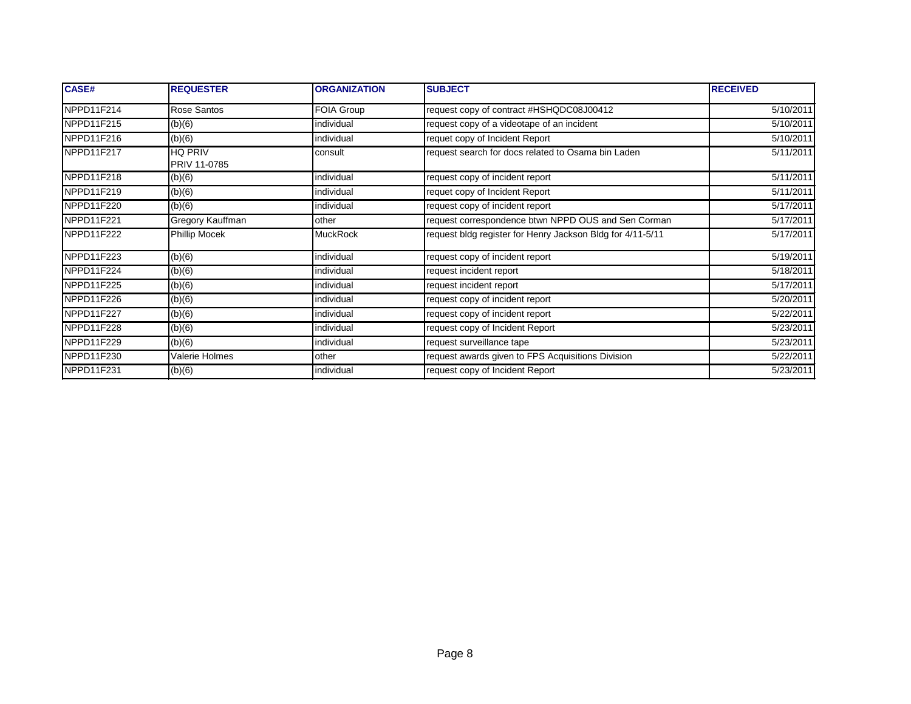| CASE# | REQUESTER | ORGANIZATION | SUBJECT | RECEIVED |
|---|---|---|---|---|
| NPPD11F214 | Rose Santos | FOIA Group | request copy of contract #HSHQDC08J00412 | 5/10/2011 |
| NPPD11F215 | (b)(6) | individual | request copy of a videotape of an incident | 5/10/2011 |
| NPPD11F216 | (b)(6) | individual | requet copy of Incident Report | 5/10/2011 |
| NPPD11F217 | HQ PRIV PRIV 11-0785 | consult | request search for docs related to Osama bin Laden | 5/11/2011 |
| NPPD11F218 | (b)(6) | individual | request copy of incident report | 5/11/2011 |
| NPPD11F219 | (b)(6) | individual | requet copy of Incident Report | 5/11/2011 |
| NPPD11F220 | (b)(6) | individual | request copy of incident report | 5/17/2011 |
| NPPD11F221 | Gregory Kauffman | other | request correspondence btwn NPPD OUS and Sen Corman | 5/17/2011 |
| NPPD11F222 | Phillip Mocek | MuckRock | request bldg register for Henry Jackson Bldg for 4/11-5/11 | 5/17/2011 |
| NPPD11F223 | (b)(6) | individual | request copy of incident report | 5/19/2011 |
| NPPD11F224 | (b)(6) | individual | request incident report | 5/18/2011 |
| NPPD11F225 | (b)(6) | individual | request incident report | 5/17/2011 |
| NPPD11F226 | (b)(6) | individual | request copy of incident report | 5/20/2011 |
| NPPD11F227 | (b)(6) | individual | request copy of incident report | 5/22/2011 |
| NPPD11F228 | (b)(6) | individual | request copy of Incident Report | 5/23/2011 |
| NPPD11F229 | (b)(6) | individual | request surveillance tape | 5/23/2011 |
| NPPD11F230 | Valerie Holmes | other | request awards given to FPS Acquisitions Division | 5/22/2011 |
| NPPD11F231 | (b)(6) | individual | request copy of Incident Report | 5/23/2011 |